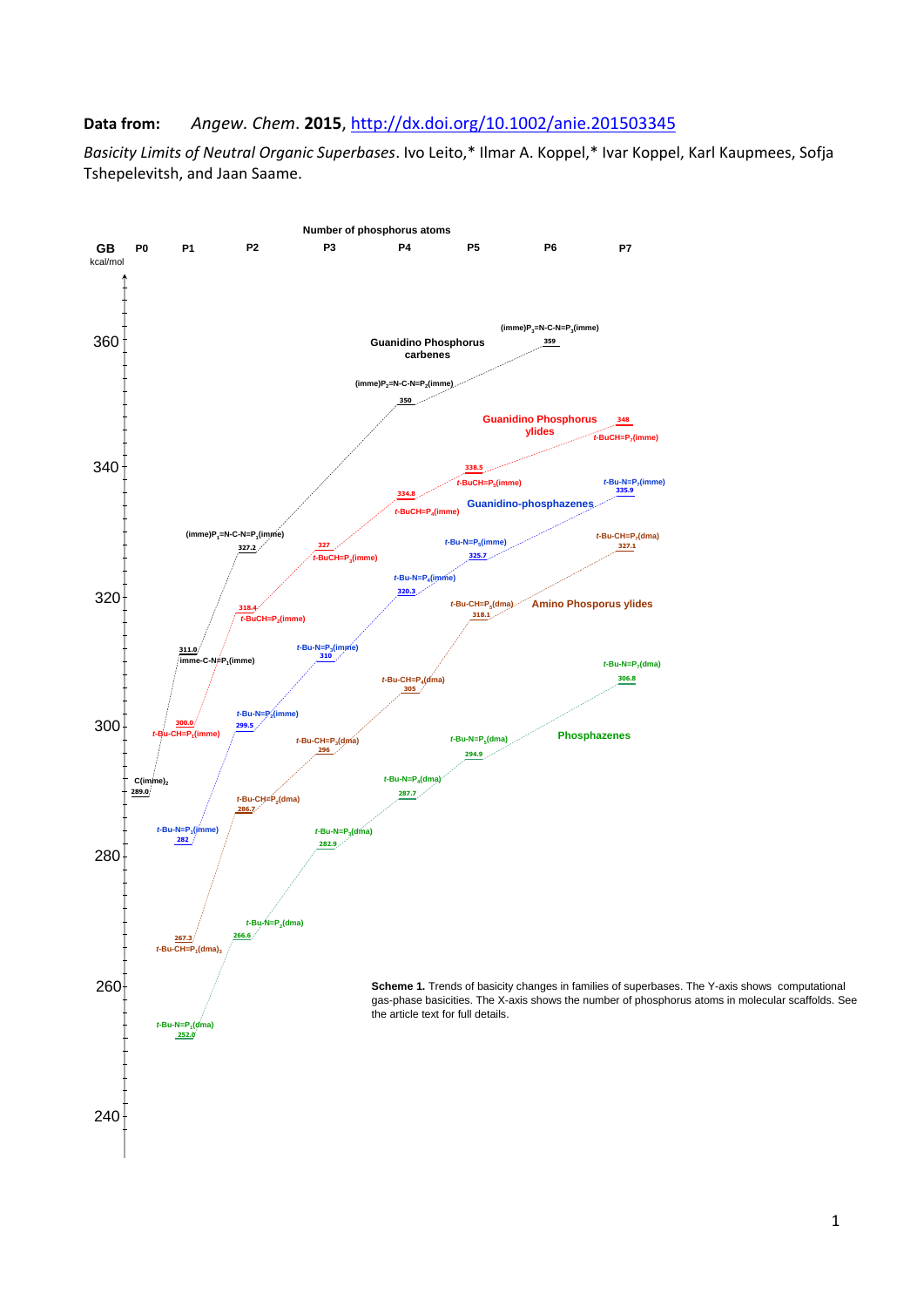**Data from:** *Angew. Chem.* **2015**, http://dx.doi.org/10.1002/anie.201503345

*Basicity Limits of Neutral Organic Superbases*. Ivo Leito,* Ilmar A. Koppel,* Ivar Koppel, Karl Kaupmees, Sofja Tshepelevitsh, and Jaan Saame.

GB (kcal/mol) vs. Number of phosphorus atoms (P0–P7)

| Family | P0 | P1 | P2 | P3 | P4 | P5 | P6 | P7 |
|---|---|---|---|---|---|---|---|---|
| Guanidino Phosphorus carbenes | C(imme)$_2$ 289.0 | imme-C-N=P$_1$(imme) 311.0 | (imme)P$_1$=N-C-N=P$_1$(imme) 327.2 | | (imme)P$_2$=N-C-N=P$_2$(imme) 350 | | (imme)P$_3$=N-C-N=P$_3$(imme) 359 | |
| Guanidino Phosphorus ylides | | *t*-Bu-CH=P$_1$(imme) 300.0 | *t*-BuCH=P$_2$(imme) 318.4 | *t*-BuCH=P$_3$(imme) 327 | *t*-BuCH=P$_4$(imme) 334.8 | *t*-BuCH=P$_5$(imme) 338.5 | | *t*-BuCH=P$_7$(imme) 348 |
| Guanidino-phosphazenes | | *t*-Bu-N=P$_1$(imme) 282 | *t*-Bu-N=P$_2$(imme) 299.5 | *t*-Bu-N=P$_3$(imme) 310 | *t*-Bu-N=P$_4$(imme) 320.3 | *t*-Bu-N=P$_5$(imme) 325.7 | | *t*-Bu-N=P$_7$(imme) 335.9 |
| Amino Phosporus ylides | | *t*-Bu-CH=P$_1$(dma)$_3$ 267.3 | *t*-Bu-CH=P$_2$(dma) 286.7 | *t*-Bu-CH=P$_3$(dma) 296 | *t*-Bu-CH=P$_4$(dma) 305 | *t*-Bu-CH=P$_5$(dma) 318.1 | | *t*-Bu-CH=P$_7$(dma) 327.1 |
| Phosphazenes | | *t*-Bu-N=P$_1$(dma) 252.0 | *t*-Bu-N=P$_2$(dma) 266.6 | *t*-Bu-N=P$_3$(dma) 282.9 | *t*-Bu-N=P$_4$(dma) 287.7 | *t*-Bu-N=P$_5$(dma) 294.9 | | *t*-Bu-N=P$_7$(dma) 306.8 |

**Scheme 1.** Trends of basicity changes in families of superbases. The Y-axis shows computational gas-phase basicities. The X-axis shows the number of phosphorus atoms in molecular scaffolds. See the article text for full details.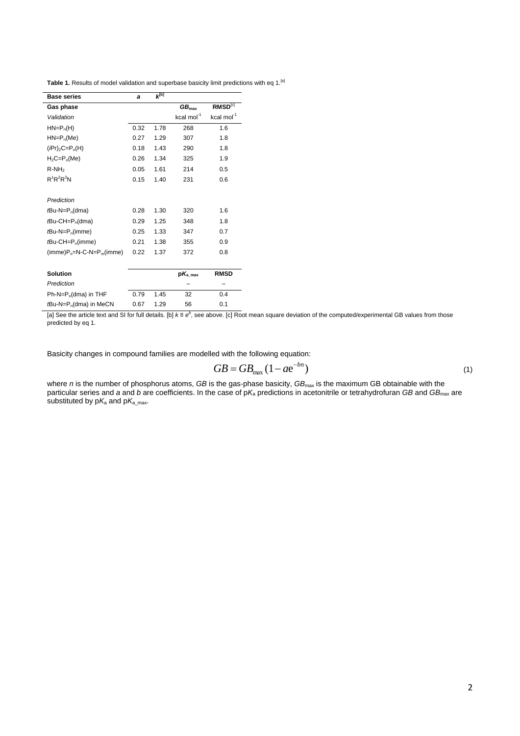**Table 1.** Results of model validation and superbase basicity limit predictions with eq 1.[a]

| Base series | $a$ | $k$[b] | | |
| --- | --- | --- | --- | --- |
| **Gas phase** | | | $GB_{max}$ | RMSD[c] |
| *Validation* | | | kcal mol$^{-1}$ | kcal mol$^{-1}$ |
| $HN{=}P_n(H)$ | 0.32 | 1.78 | 268 | 1.6 |
| $HN{=}P_n(Me)$ | 0.27 | 1.29 | 307 | 1.8 |
| $(i\text{Pr})_2C{=}P_n(H)$ | 0.18 | 1.43 | 290 | 1.8 |
| $H_2C{=}P_n(Me)$ | 0.26 | 1.34 | 325 | 1.9 |
| $R\text{-}NH_2$ | 0.05 | 1.61 | 214 | 0.5 |
| $R^1R^2R^3N$ | 0.15 | 1.40 | 231 | 0.6 |
| | | | | |
| *Prediction* | | | | |
| $t\text{Bu-N}{=}P_n(\text{dma})$ | 0.28 | 1.30 | 320 | 1.6 |
| $t\text{Bu-CH}{=}P_n(\text{dma})$ | 0.29 | 1.25 | 348 | 1.8 |
| $t\text{Bu-N}{=}P_n(\text{imme})$ | 0.25 | 1.33 | 347 | 0.7 |
| $t\text{Bu-CH}{=}P_n(\text{imme})$ | 0.21 | 1.38 | 355 | 0.9 |
| $(\text{imme})P_n{=}\text{N-C-N}{=}P_m(\text{imme})$ | 0.22 | 1.37 | 372 | 0.8 |
| | | | | |
| **Solution** | | | $pK_{a\_max}$ | **RMSD** |
| *Prediction* | | | – | – |
| $\text{Ph-N}{=}P_n(\text{dma})$ in THF | 0.79 | 1.45 | 32 | 0.4 |
| $t\text{Bu-N}{=}P_n(\text{dma})$ in MeCN | 0.67 | 1.29 | 56 | 0.1 |

[a] See the article text and SI for full details. [b] $k \equiv e^{b}$, see above. [c] Root mean square deviation of the computed/experimental GB values from those predicted by eq 1.

Basicity changes in compound families are modelled with the following equation:

$$GB = GB_{\max}\left(1 - a\mathrm{e}^{-bn}\right) \tag{1}$$

where $n$ is the number of phosphorus atoms, $GB$ is the gas-phase basicity, $GB_{max}$ is the maximum GB obtainable with the particular series and $a$ and $b$ are coefficients. In the case of $pK_a$ predictions in acetonitrile or tetrahydrofuran $GB$ and $GB_{max}$ are substituted by $pK_a$ and $pK_{a\_max}$.